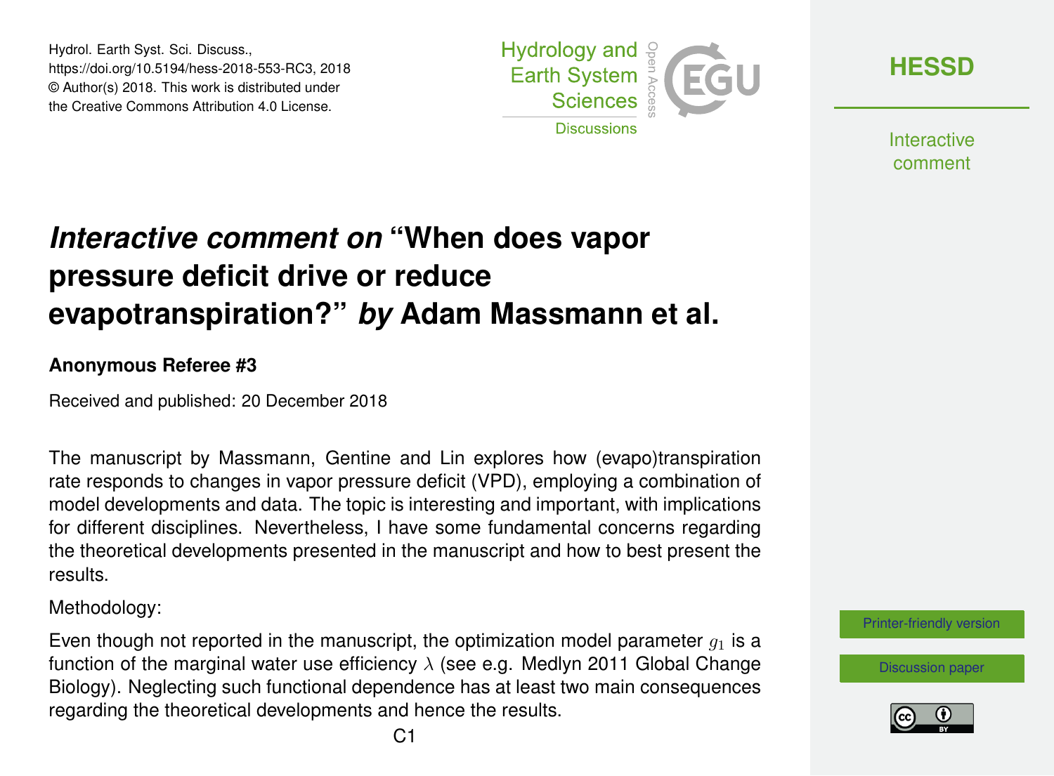# *Interactive comment on* "When does vapor pressure deficit drive or reduce evapotranspiration?" *by* Adam Massmann et al.

**Anonymous Referee #3**

Received and published: 20 December 2018

The manuscript by Massmann, Gentine and Lin explores how (evapo)transpiration rate responds to changes in vapor pressure deficit (VPD), employing a combination of model developments and data. The topic is interesting and important, with implications for different disciplines. Nevertheless, I have some fundamental concerns regarding the theoretical developments presented in the manuscript and how to best present the results.

Methodology:

Even though not reported in the manuscript, the optimization model parameter $g_1$ is a function of the marginal water use efficiency $\lambda$ (see e.g. Medlyn 2011 Global Change Biology). Neglecting such functional dependence has at least two main consequences regarding the theoretical developments and hence the results.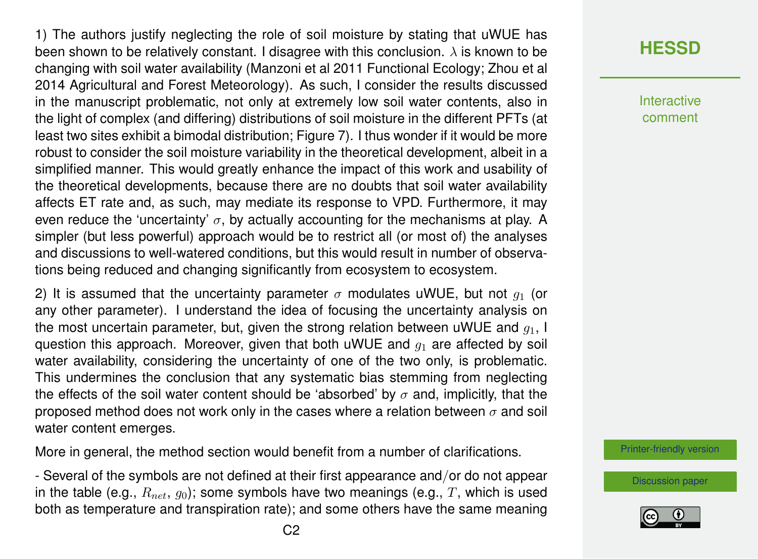1) The authors justify neglecting the role of soil moisture by stating that uWUE has been shown to be relatively constant. I disagree with this conclusion. $\lambda$ is known to be changing with soil water availability (Manzoni et al 2011 Functional Ecology; Zhou et al 2014 Agricultural and Forest Meteorology). As such, I consider the results discussed in the manuscript problematic, not only at extremely low soil water contents, also in the light of complex (and differing) distributions of soil moisture in the different PFTs (at least two sites exhibit a bimodal distribution; Figure 7). I thus wonder if it would be more robust to consider the soil moisture variability in the theoretical development, albeit in a simplified manner. This would greatly enhance the impact of this work and usability of the theoretical developments, because there are no doubts that soil water availability affects ET rate and, as such, may mediate its response to VPD. Furthermore, it may even reduce the 'uncertainty' $\sigma$, by actually accounting for the mechanisms at play. A simpler (but less powerful) approach would be to restrict all (or most of) the analyses and discussions to well-watered conditions, but this would result in number of observations being reduced and changing significantly from ecosystem to ecosystem.

2) It is assumed that the uncertainty parameter $\sigma$ modulates uWUE, but not $g_1$ (or any other parameter). I understand the idea of focusing the uncertainty analysis on the most uncertain parameter, but, given the strong relation between uWUE and $g_1$, I question this approach. Moreover, given that both uWUE and $g_1$ are affected by soil water availability, considering the uncertainty of one of the two only, is problematic. This undermines the conclusion that any systematic bias stemming from neglecting the effects of the soil water content should be 'absorbed' by $\sigma$ and, implicitly, that the proposed method does not work only in the cases where a relation between $\sigma$ and soil water content emerges.

More in general, the method section would benefit from a number of clarifications.

- Several of the symbols are not defined at their first appearance and/or do not appear in the table (e.g., $R_{net}$, $g_0$); some symbols have two meanings (e.g., $T$, which is used both as temperature and transpiration rate); and some others have the same meaning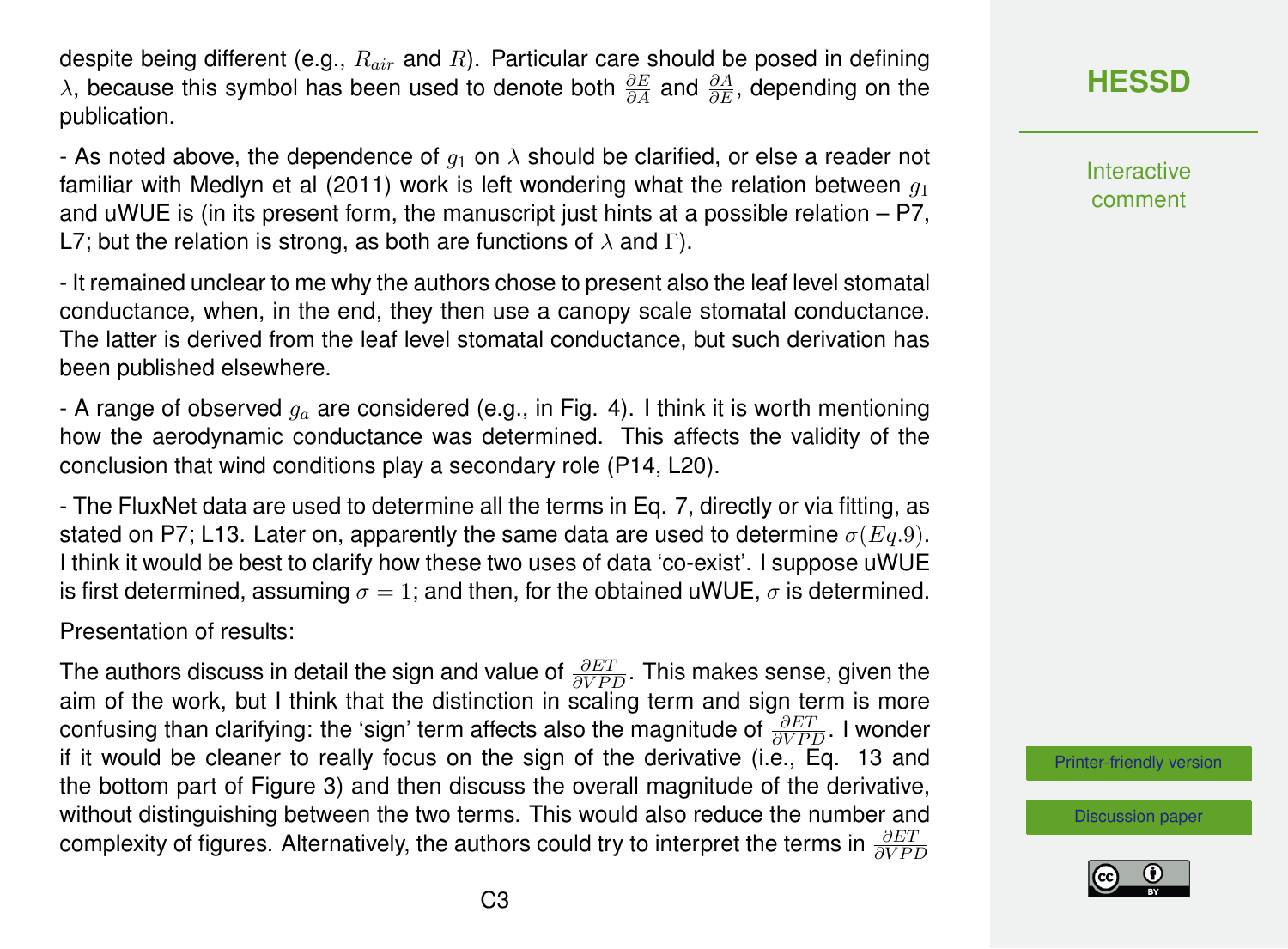despite being different (e.g., $R_{air}$ and $R$). Particular care should be posed in defining $\lambda$, because this symbol has been used to denote both $\frac{\partial E}{\partial A}$ and $\frac{\partial A}{\partial E}$, depending on the publication.

- As noted above, the dependence of $g_1$ on $\lambda$ should be clarified, or else a reader not familiar with Medlyn et al (2011) work is left wondering what the relation between $g_1$ and uWUE is (in its present form, the manuscript just hints at a possible relation – P7, L7; but the relation is strong, as both are functions of $\lambda$ and $\Gamma$).

- It remained unclear to me why the authors chose to present also the leaf level stomatal conductance, when, in the end, they then use a canopy scale stomatal conductance. The latter is derived from the leaf level stomatal conductance, but such derivation has been published elsewhere.

- A range of observed $g_a$ are considered (e.g., in Fig. 4). I think it is worth mentioning how the aerodynamic conductance was determined. This affects the validity of the conclusion that wind conditions play a secondary role (P14, L20).

- The FluxNet data are used to determine all the terms in Eq. 7, directly or via fitting, as stated on P7; L13. Later on, apparently the same data are used to determine $\sigma (Eq. 9)$. I think it would be best to clarify how these two uses of data 'co-exist'. I suppose uWUE is first determined, assuming $\sigma = 1$; and then, for the obtained uWUE, $\sigma$ is determined.

Presentation of results:

The authors discuss in detail the sign and value of $\frac{\partial ET}{\partial VPD}$. This makes sense, given the aim of the work, but I think that the distinction in scaling term and sign term is more confusing than clarifying: the 'sign' term affects also the magnitude of $\frac{\partial ET}{\partial VPD}$. I wonder if it would be cleaner to really focus on the sign of the derivative (i.e., Eq. 13 and the bottom part of Figure 3) and then discuss the overall magnitude of the derivative, without distinguishing between the two terms. This would also reduce the number and complexity of figures. Alternatively, the authors could try to interpret the terms in $\frac{\partial ET}{\partial VPD}$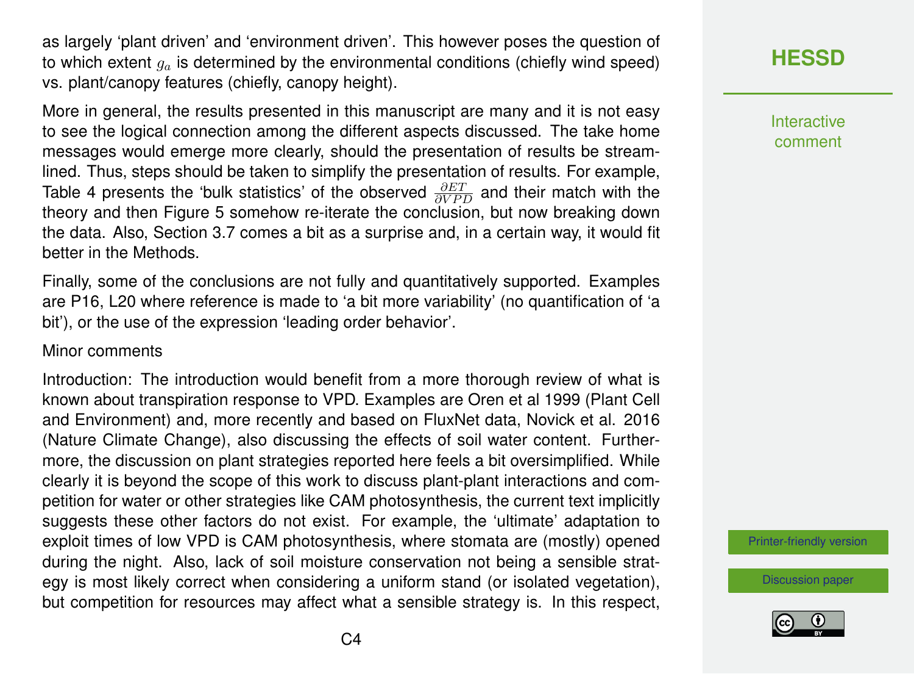as largely 'plant driven' and 'environment driven'. This however poses the question of to which extent $g_a$ is determined by the environmental conditions (chiefly wind speed) vs. plant/canopy features (chiefly, canopy height).

More in general, the results presented in this manuscript are many and it is not easy to see the logical connection among the different aspects discussed. The take home messages would emerge more clearly, should the presentation of results be streamlined. Thus, steps should be taken to simplify the presentation of results. For example, Table 4 presents the 'bulk statistics' of the observed $\frac{\partial ET}{\partial VPD}$ and their match with the theory and then Figure 5 somehow re-iterate the conclusion, but now breaking down the data. Also, Section 3.7 comes a bit as a surprise and, in a certain way, it would fit better in the Methods.

Finally, some of the conclusions are not fully and quantitatively supported. Examples are P16, L20 where reference is made to 'a bit more variability' (no quantification of 'a bit'), or the use of the expression 'leading order behavior'.

Minor comments

Introduction: The introduction would benefit from a more thorough review of what is known about transpiration response to VPD. Examples are Oren et al 1999 (Plant Cell and Environment) and, more recently and based on FluxNet data, Novick et al. 2016 (Nature Climate Change), also discussing the effects of soil water content. Furthermore, the discussion on plant strategies reported here feels a bit oversimplified. While clearly it is beyond the scope of this work to discuss plant-plant interactions and competition for water or other strategies like CAM photosynthesis, the current text implicitly suggests these other factors do not exist. For example, the 'ultimate' adaptation to exploit times of low VPD is CAM photosynthesis, where stomata are (mostly) opened during the night. Also, lack of soil moisture conservation not being a sensible strategy is most likely correct when considering a uniform stand (or isolated vegetation), but competition for resources may affect what a sensible strategy is. In this respect,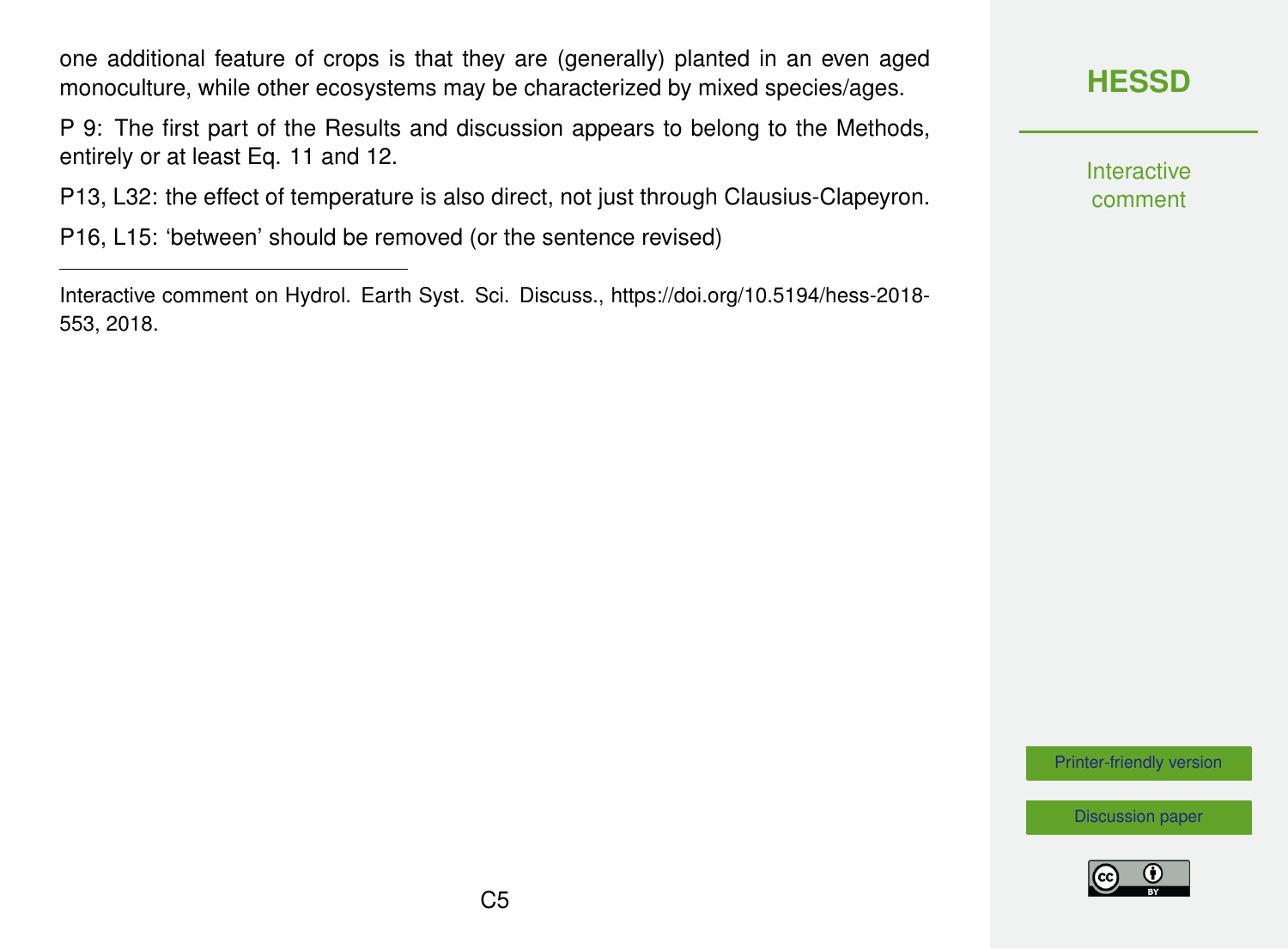one additional feature of crops is that they are (generally) planted in an even aged monoculture, while other ecosystems may be characterized by mixed species/ages.

P 9: The first part of the Results and discussion appears to belong to the Methods, entirely or at least Eq. 11 and 12.

P13, L32: the effect of temperature is also direct, not just through Clausius-Clapeyron.

P16, L15: 'between' should be removed (or the sentence revised)

---

Interactive comment on Hydrol. Earth Syst. Sci. Discuss., https://doi.org/10.5194/hess-2018-553, 2018.